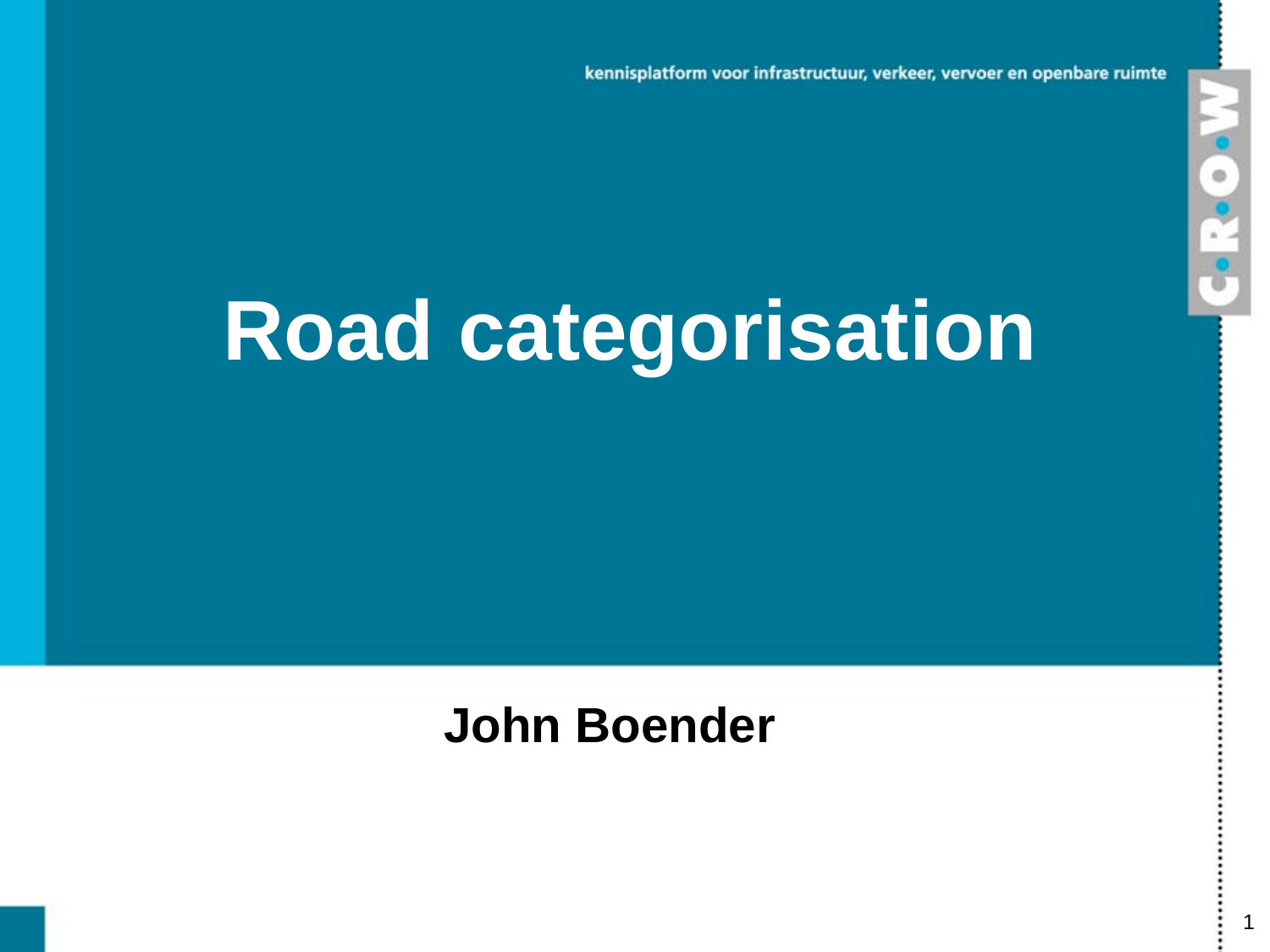kennisplatform voor infrastructuur, verkeer, vervoer en openbare ruimte

C.R.O.W

# Road categorisation

**John Boender**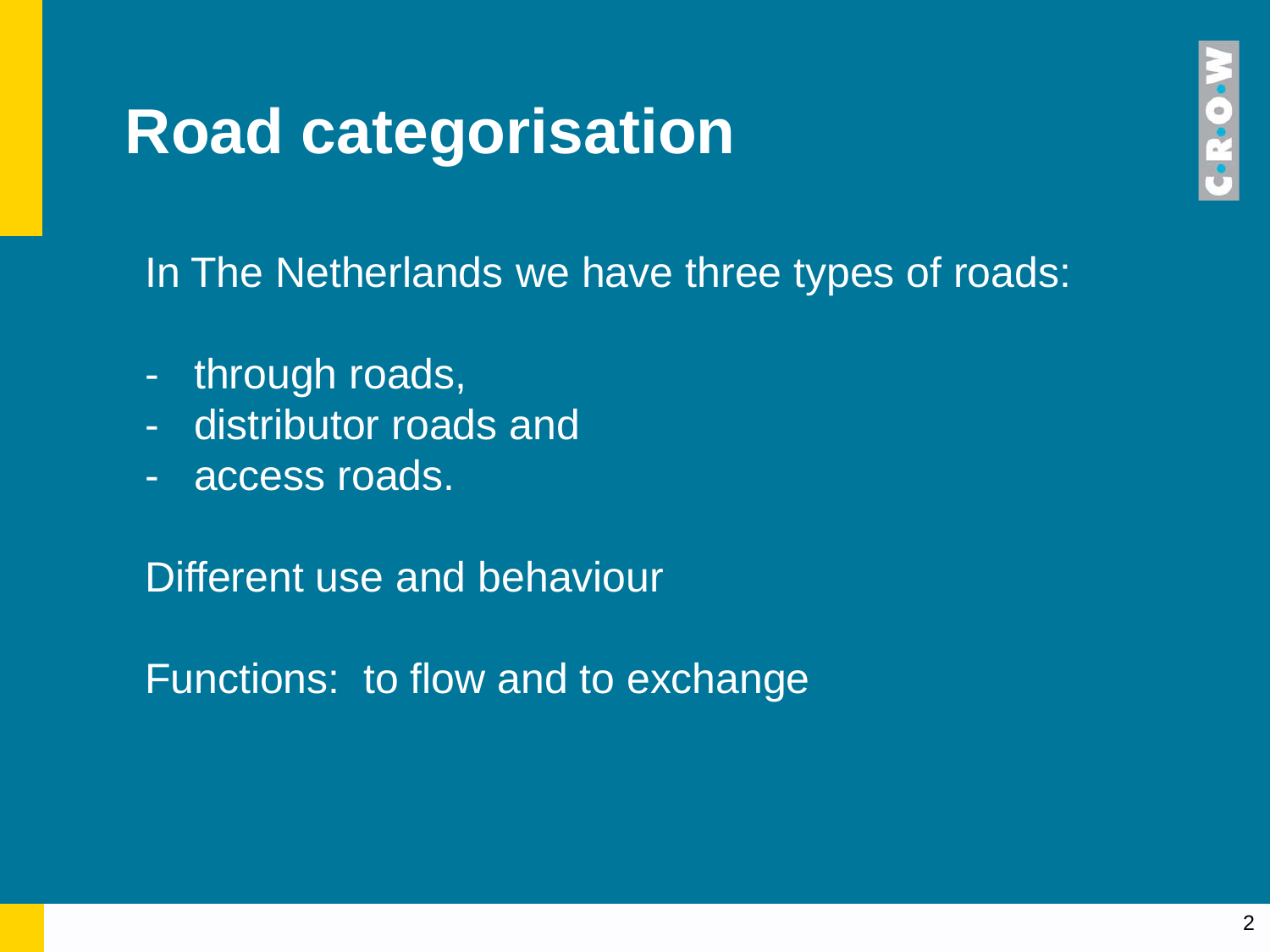# Road categorisation

In The Netherlands we have three types of roads:

- through roads,
- distributor roads and
- access roads.

Different use and behaviour

Functions: to flow and to exchange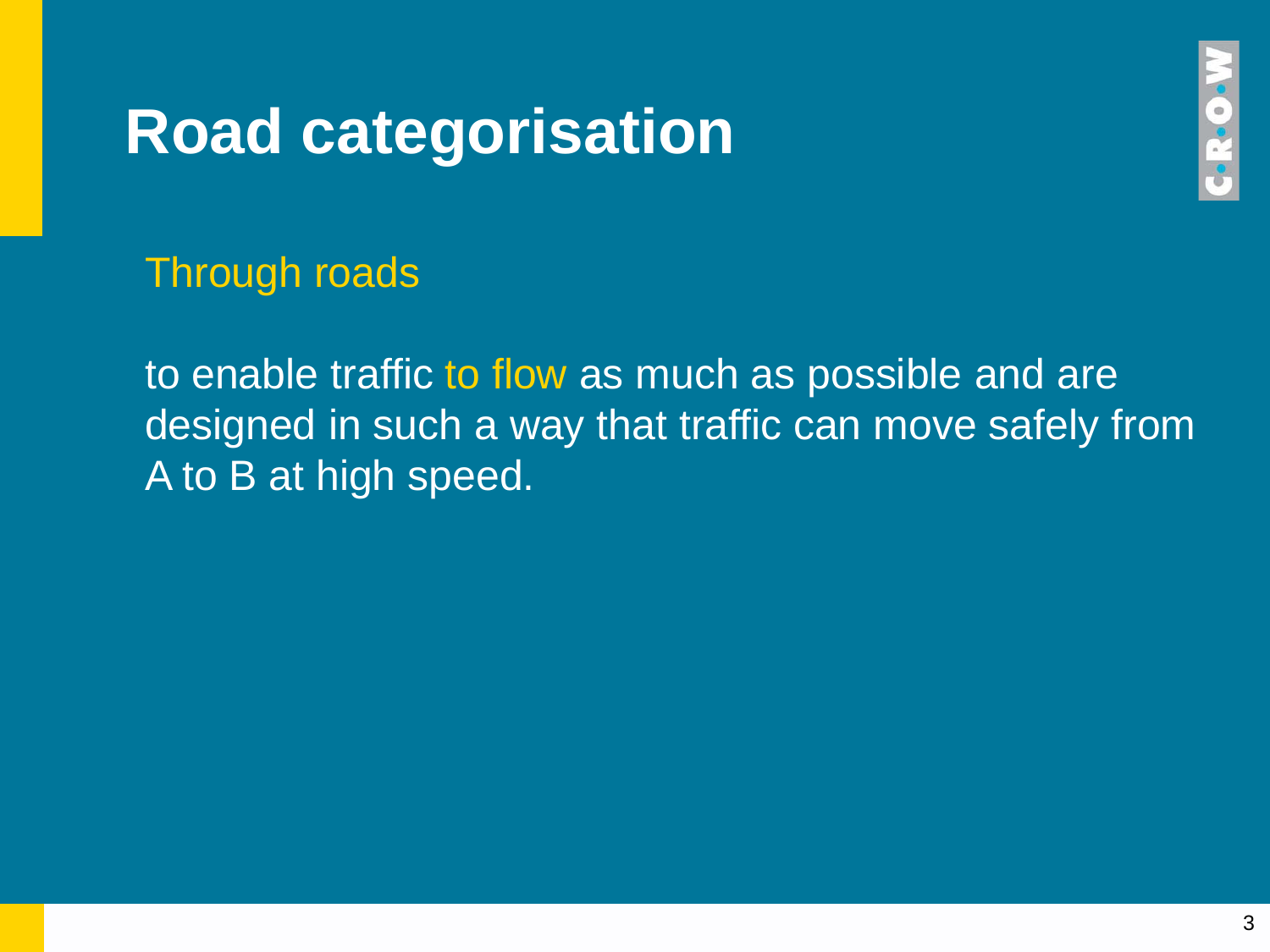# Road categorisation

## Through roads

to enable traffic to flow as much as possible and are designed in such a way that traffic can move safely from A to B at high speed.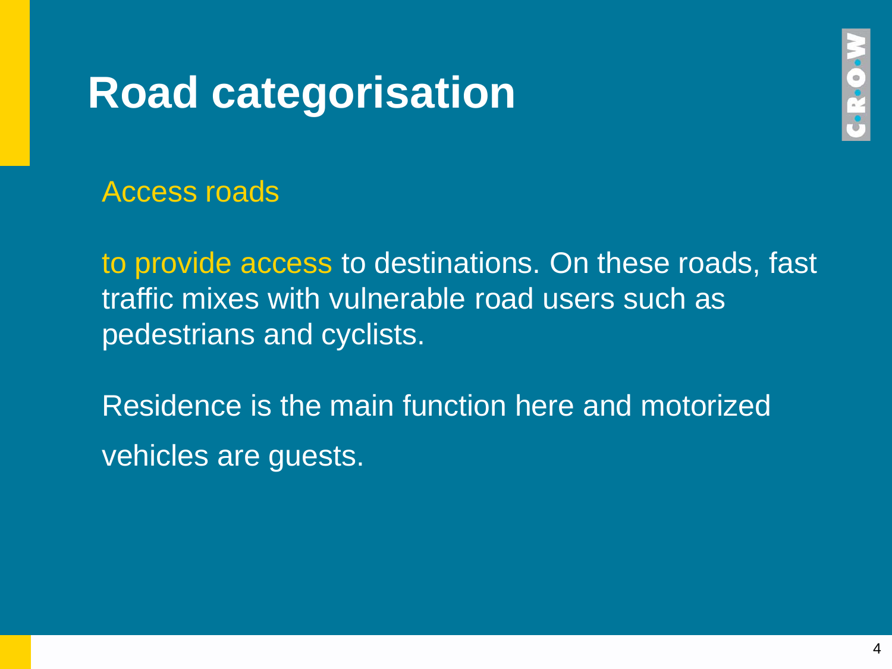# Road categorisation

## Access roads

to provide access to destinations. On these roads, fast traffic mixes with vulnerable road users such as pedestrians and cyclists.

Residence is the main function here and motorized vehicles are guests.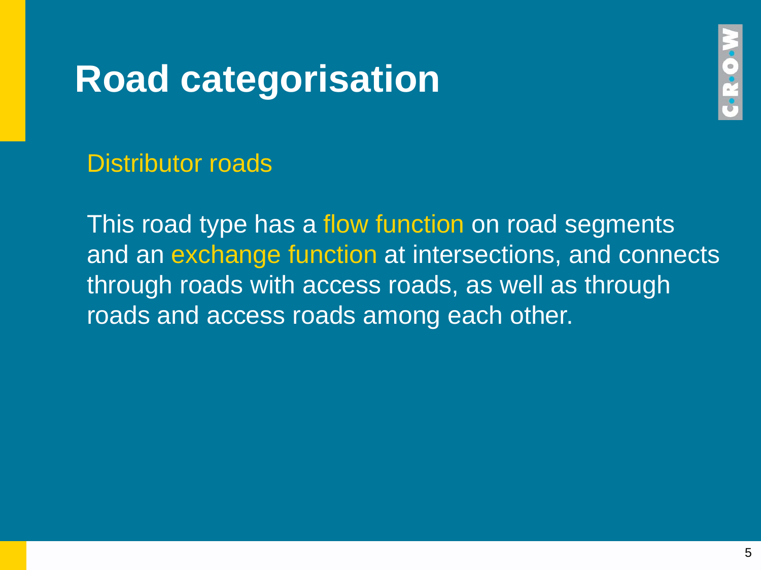# Road categorisation

## Distributor roads

This road type has a flow function on road segments and an exchange function at intersections, and connects through roads with access roads, as well as through roads and access roads among each other.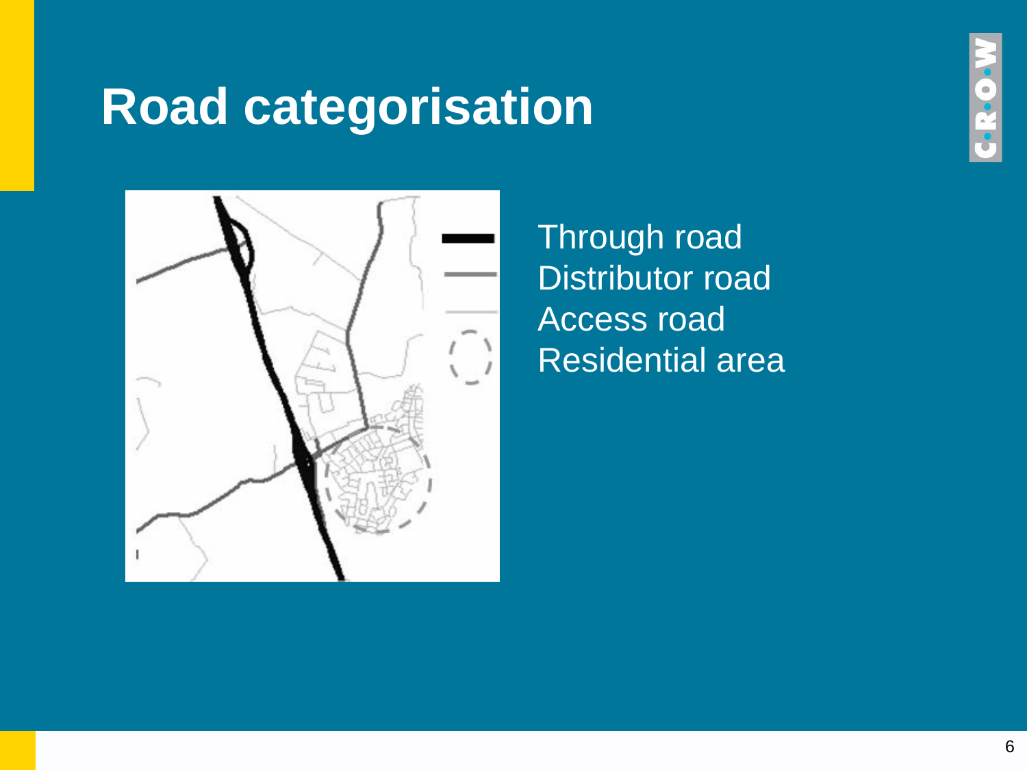# Road categorisation

Through road
Distributor road
Access road
Residential area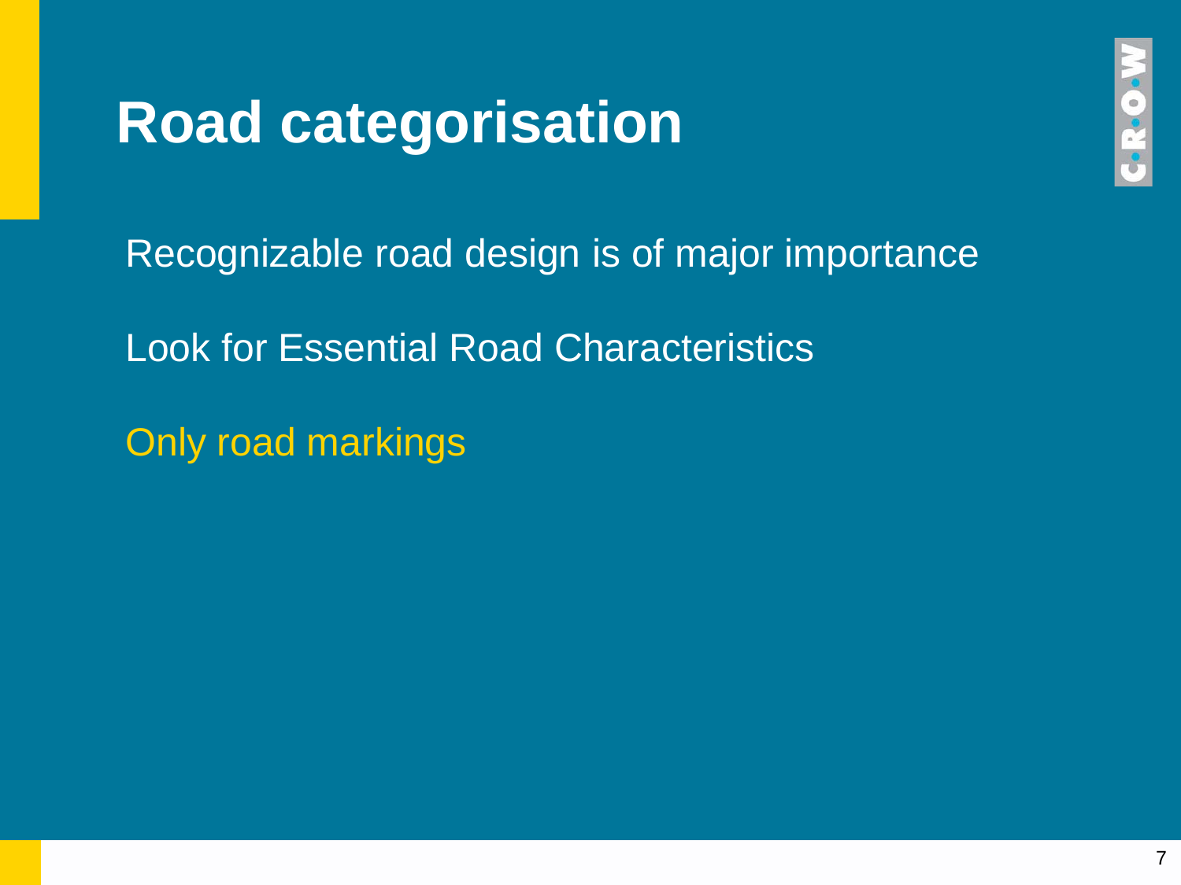# Road categorisation

Recognizable road design is of major importance

Look for Essential Road Characteristics

Only road markings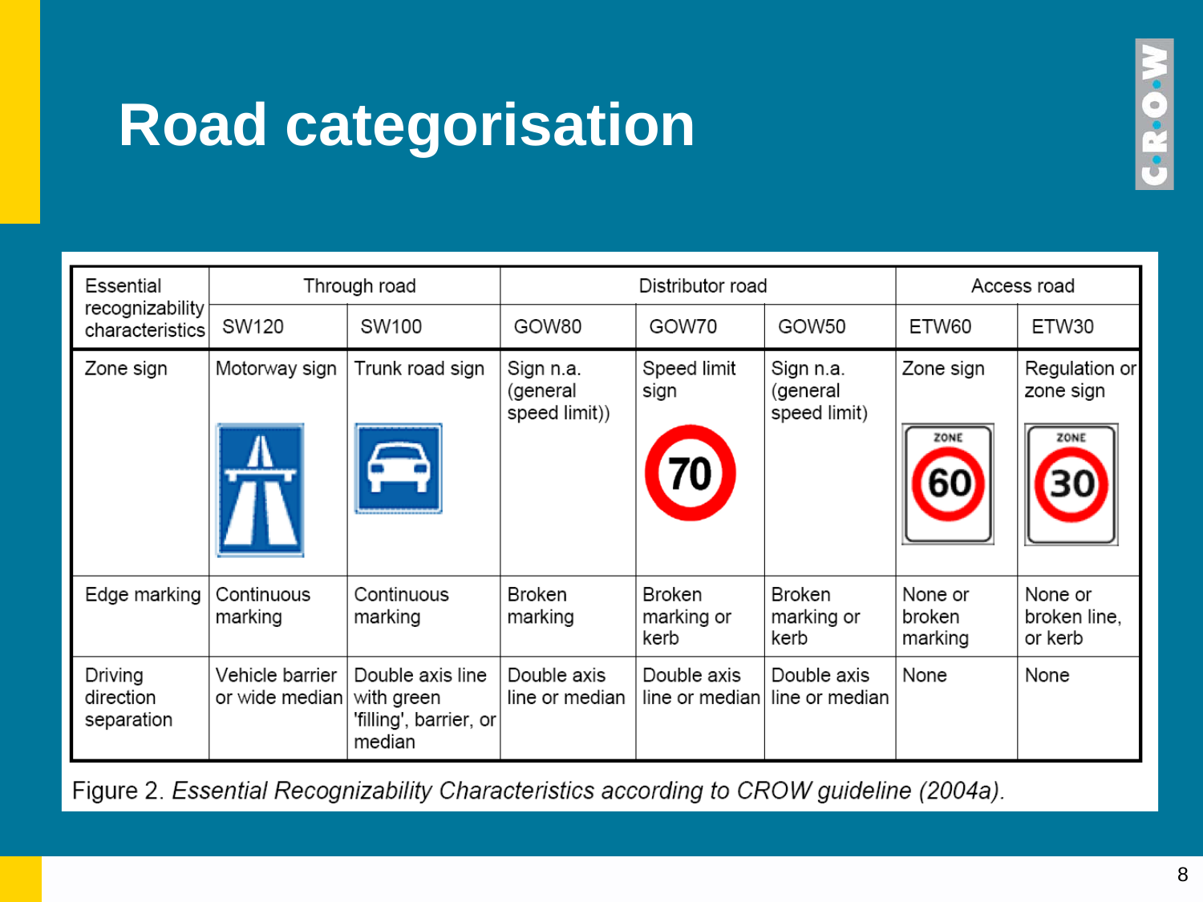# Road categorisation

| Essential recognizability characteristics | Through road | | Distributor road | | | Access road | |
|---|---|---|---|---|---|---|---|
| | SW120 | SW100 | GOW80 | GOW70 | GOW50 | ETW60 | ETW30 |
| Zone sign | Motorway sign | Trunk road sign | Sign n.a. (general speed limit)) | Speed limit sign | Sign n.a. (general speed limit) | Zone sign | Regulation or zone sign |
| Edge marking | Continuous marking | Continuous marking | Broken marking | Broken marking or kerb | Broken marking or kerb | None or broken marking | None or broken line, or kerb |
| Driving direction separation | Vehicle barrier or wide median | Double axis line with green 'filling', barrier, or median | Double axis line or median | Double axis line or median | Double axis line or median | None | None |

Figure 2. *Essential Recognizability Characteristics according to CROW guideline (2004a).*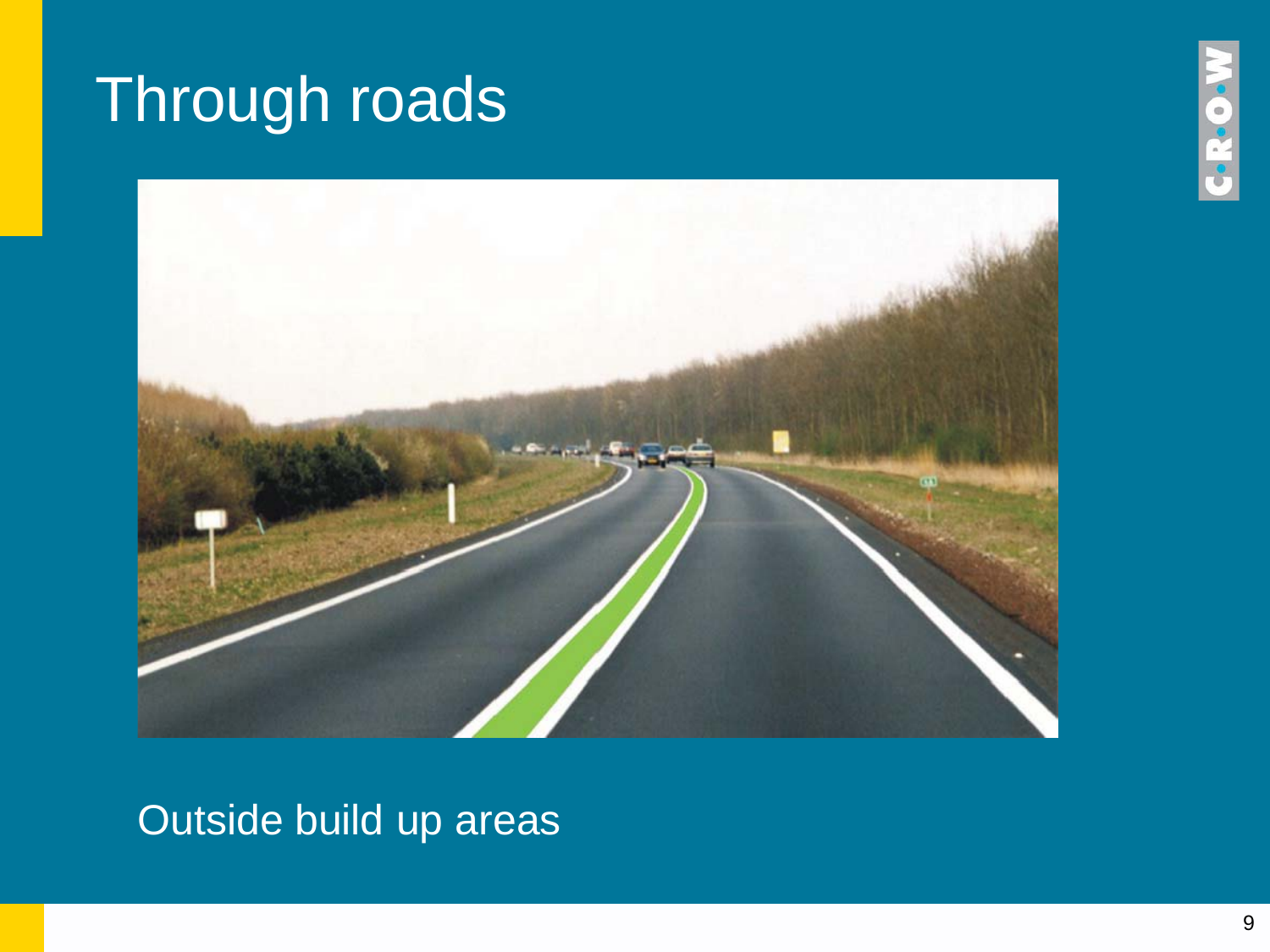# Through roads

Outside build up areas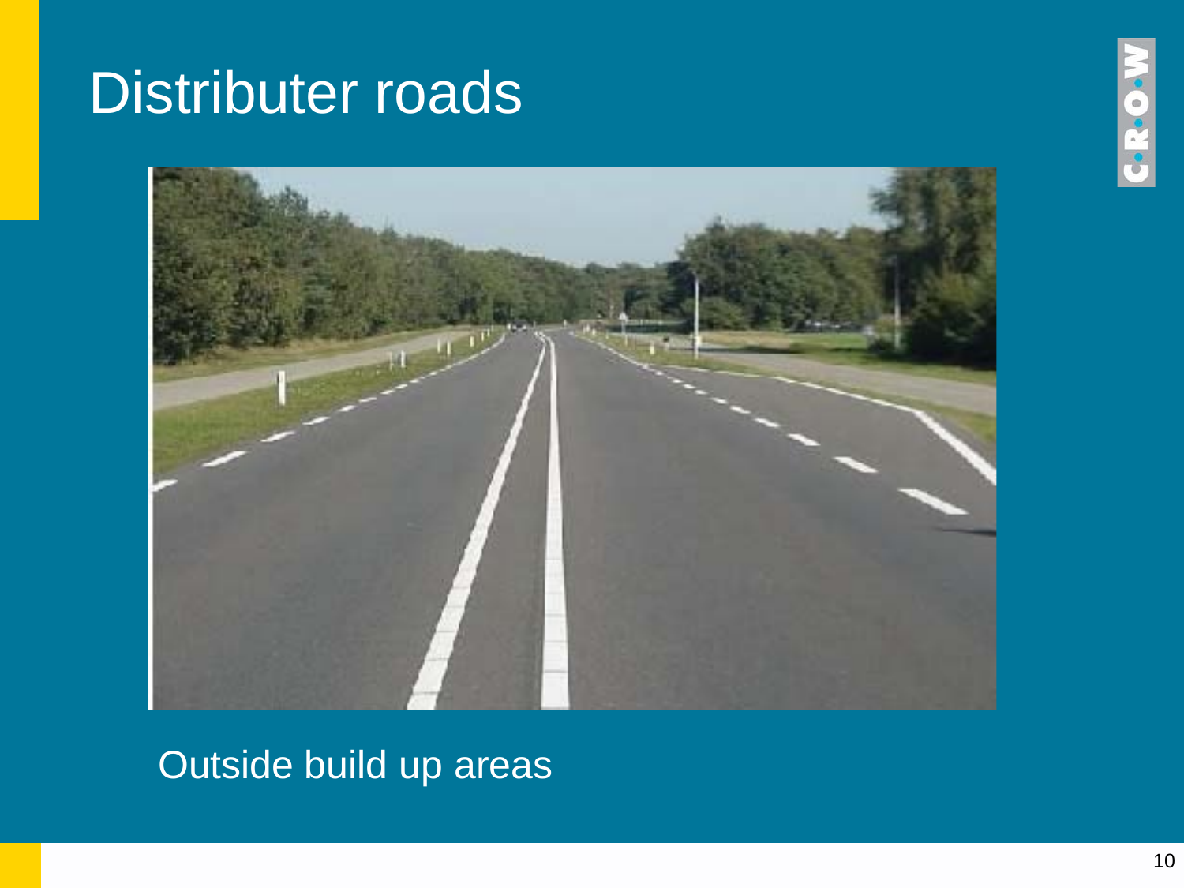# Distributer roads

Outside build up areas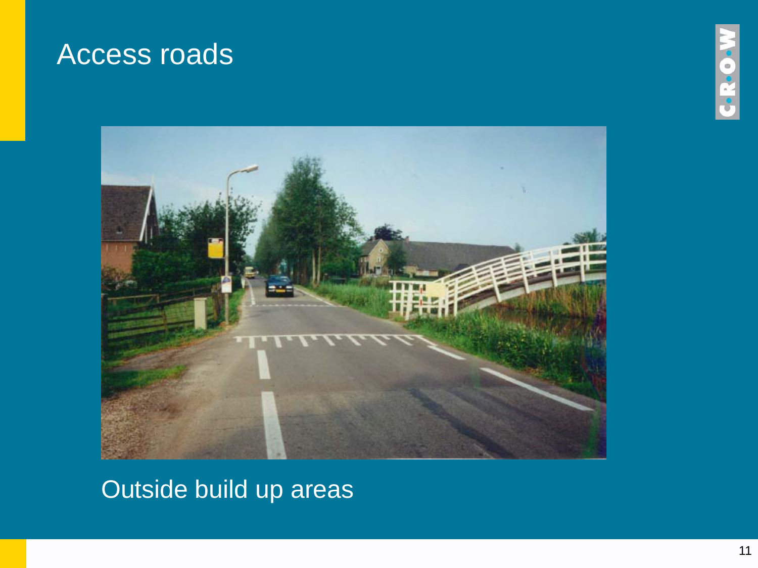# Access roads

Outside build up areas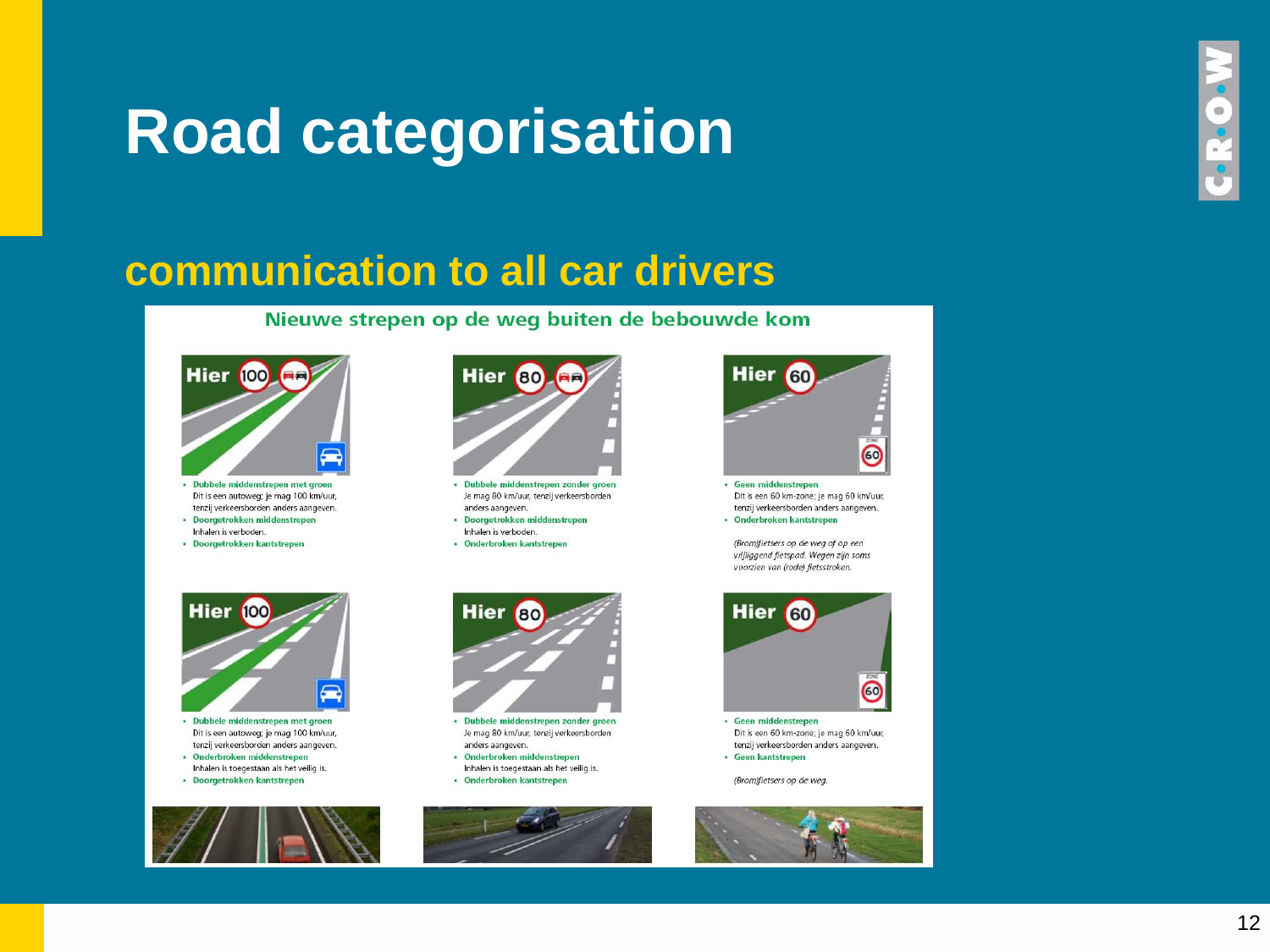# Road categorisation

## communication to all car drivers

### Nieuwe strepen op de weg buiten de bebouwde kom

Hier 100

- **Dubbele middenstrepen met groen**
  Dit is een autoweg; je mag 100 km/uur, tenzij verkeersborden anders aangeven.
- **Doorgetrokken middenstrepen**
  Inhalen is verboden.
- **Doorgetrokken kantstrepen**

Hier 80

- **Dubbele middenstrepen zonder groen**
  Je mag 80 km/uur, tenzij verkeersborden anders aangeven.
- **Doorgetrokken middenstrepen**
  Inhalen is verboden.
- **Onderbroken kantstrepen**

Hier 60

- **Geen middenstrepen**
  Dit is een 60 km-zone; je mag 60 km/uur, tenzij verkeersborden anders aangeven.
- **Onderbroken kantstrepen**

*(Brom)fietsers op de weg of op een vrijliggend fietspad. Wegen zijn soms voorzien van (rode) fietsstroken.*

Hier 100

- **Dubbele middenstrepen met groen**
  Dit is een autoweg; je mag 100 km/uur, tenzij verkeersborden anders aangeven.
- **Onderbroken middenstrepen**
  Inhalen is toegestaan als het veilig is.
- **Doorgetrokken kantstrepen**

Hier 80

- **Dubbele middenstrepen zonder groen**
  Je mag 80 km/uur, tenzij verkeersborden anders aangeven.
- **Onderbroken middenstrepen**
  Inhalen is toegestaan als het veilig is.
- **Onderbroken kantstrepen**

Hier 60

- **Geen middenstrepen**
  Dit is een 60 km-zone; je mag 60 km/uur, tenzij verkeersborden anders aangeven.
- **Geen kantstrepen**

*(Brom)fietsers op de weg.*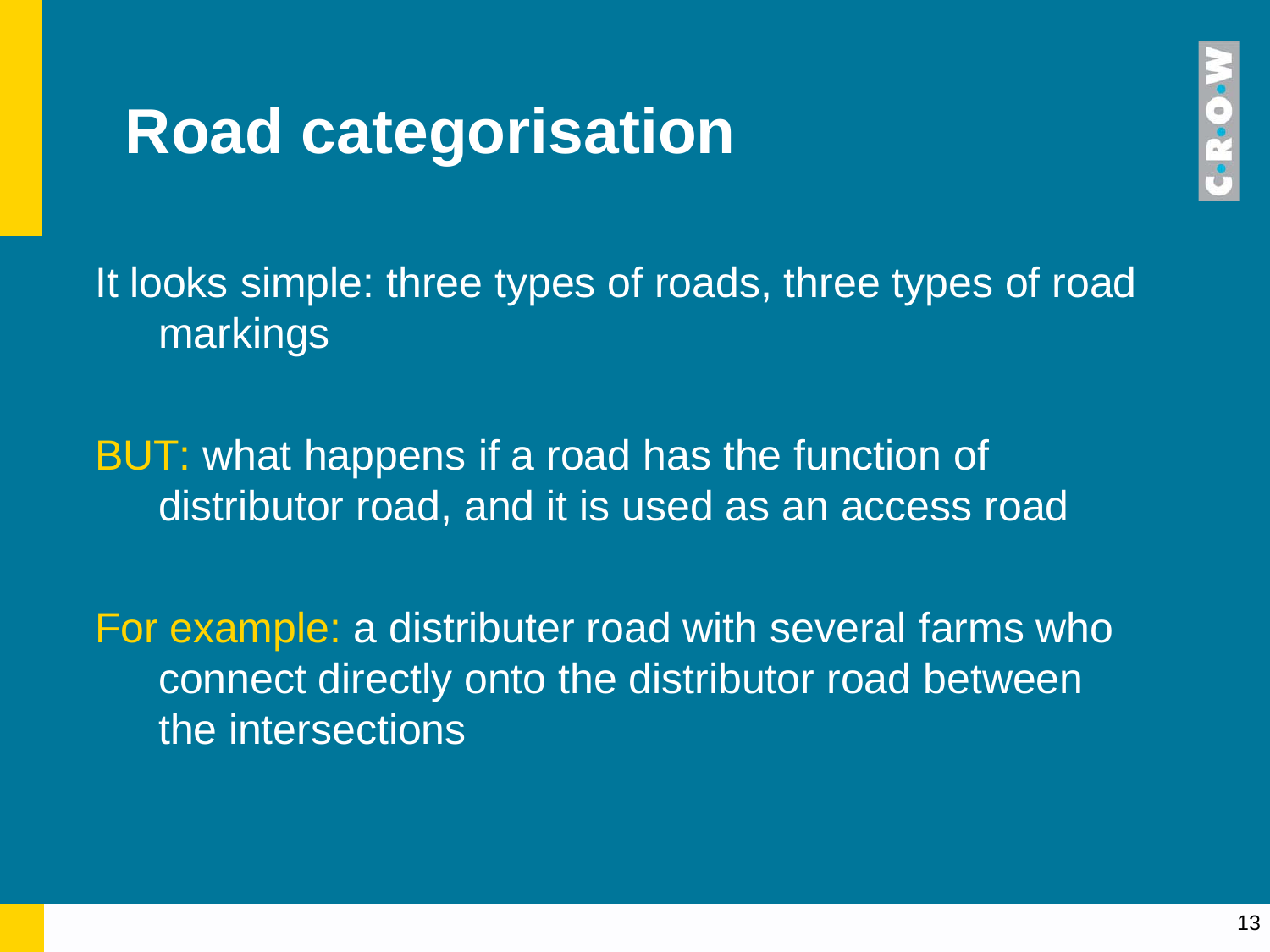# Road categorisation

It looks simple: three types of roads, three types of road markings

BUT: what happens if a road has the function of distributor road, and it is used as an access road

For example: a distributer road with several farms who connect directly onto the distributor road between the intersections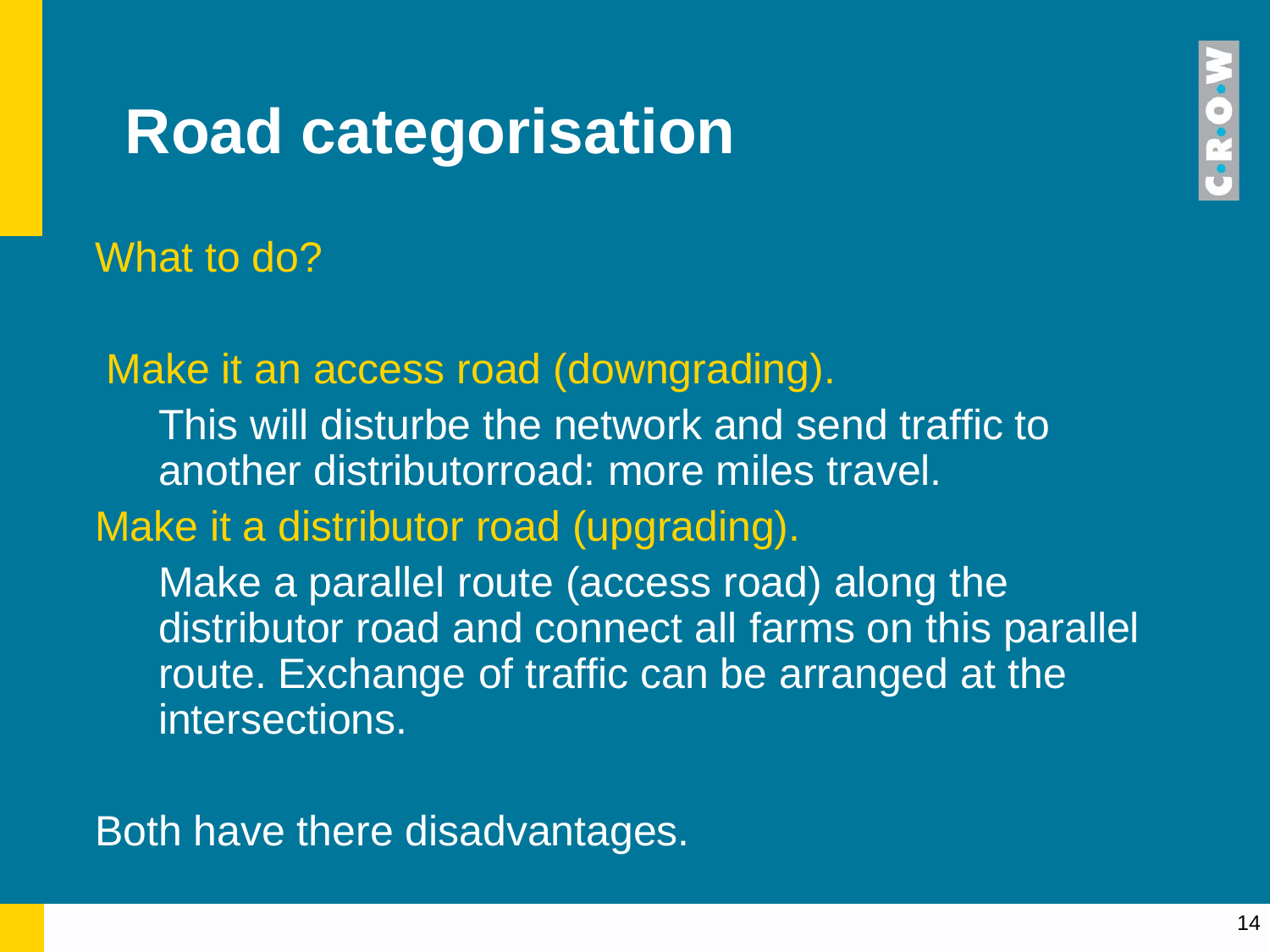# Road categorisation

What to do?

Make it an access road (downgrading).

This will disturb the network and send traffic to another distributorroad: more miles travel.

Make it a distributor road (upgrading).

Make a parallel route (access road) along the distributor road and connect all farms on this parallel route. Exchange of traffic can be arranged at the intersections.

Both have there disadvantages.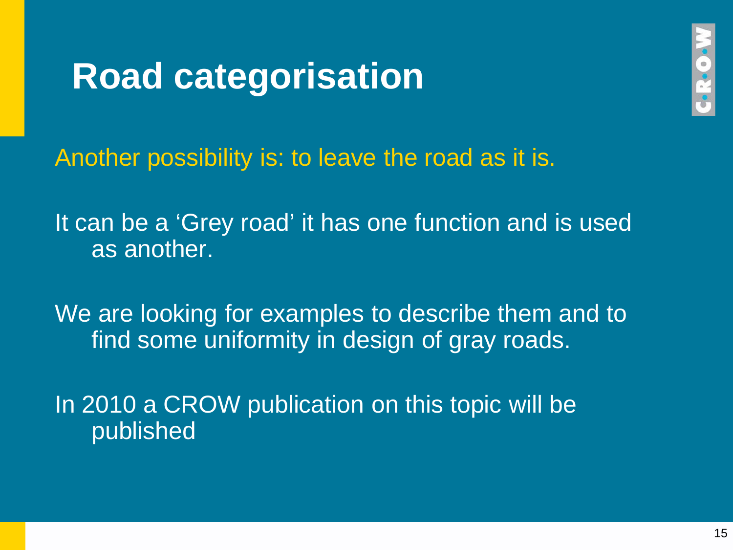# Road categorisation

Another possibility is: to leave the road as it is.

It can be a 'Grey road' it has one function and is used as another.

We are looking for examples to describe them and to find some uniformity in design of gray roads.

In 2010 a CROW publication on this topic will be published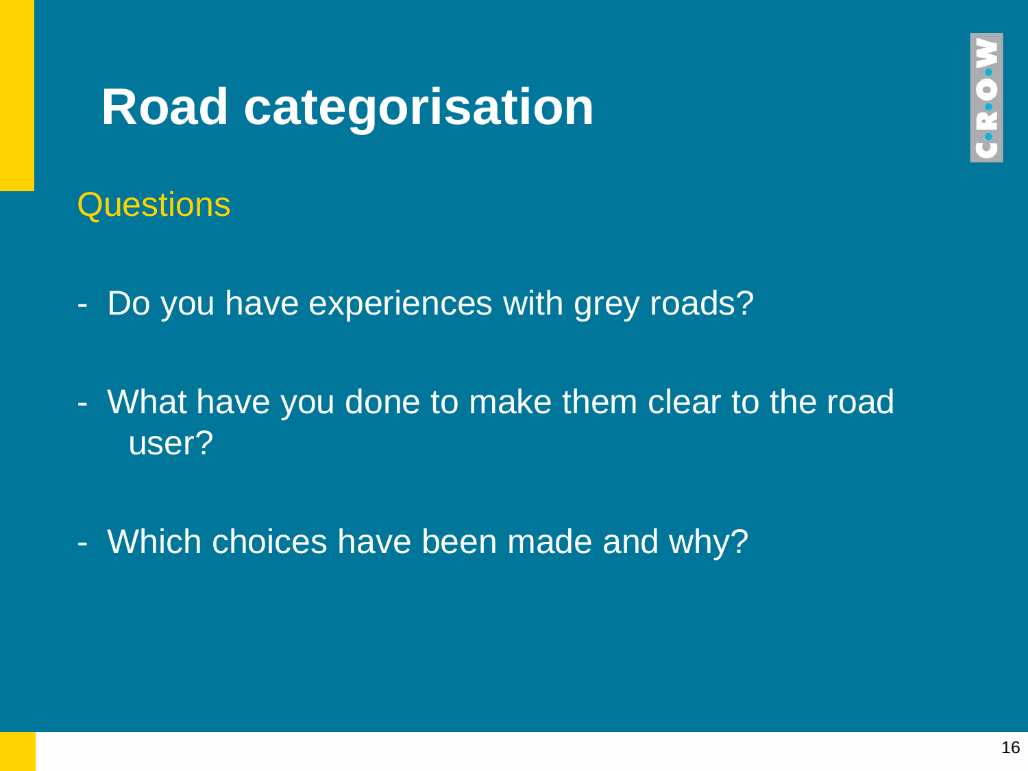# Road categorisation

## Questions

- Do you have experiences with grey roads?
- What have you done to make them clear to the road user?
- Which choices have been made and why?